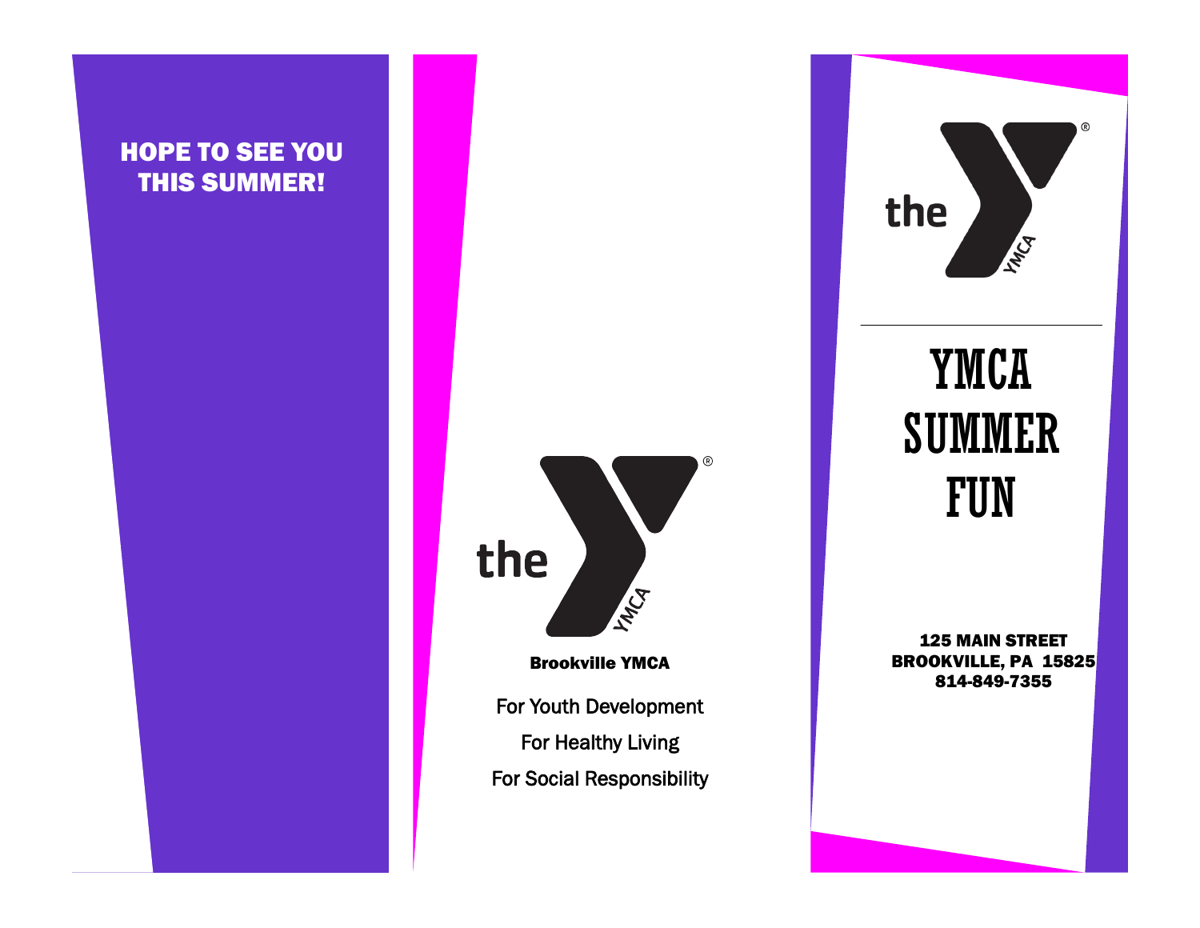**HOPE TO SEE YOU THIS SUMMER!**

the YMCA

**Brookville YMCA**

For Youth Development

For Healthy Living

For Social Responsibility

the YMCA

# YMCA SUMMER FUN

**125 MAIN STREET**
**BROOKVILLE, PA 15825**
**814-849-7355**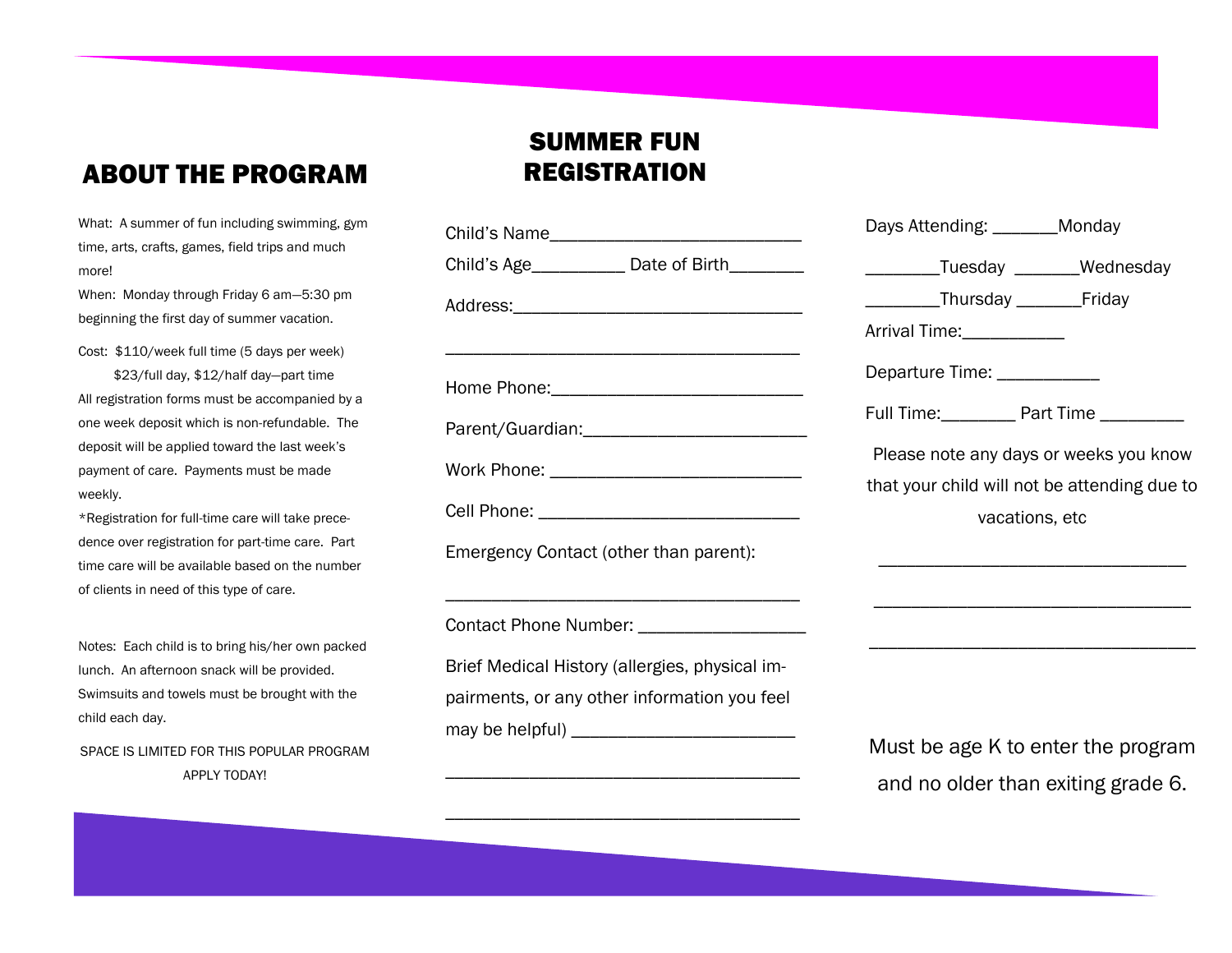## ABOUT THE PROGRAM

What: A summer of fun including swimming, gym time, arts, crafts, games, field trips and much more!

When: Monday through Friday 6 am—5:30 pm beginning the first day of summer vacation.

Cost: $110/week full time (5 days per week)
$23/full day, $12/half day—part time

All registration forms must be accompanied by a one week deposit which is non-refundable. The deposit will be applied toward the last week's payment of care. Payments must be made weekly.

*Registration for full-time care will take precedence over registration for part-time care. Part time care will be available based on the number of clients in need of this type of care.

Notes: Each child is to bring his/her own packed lunch. An afternoon snack will be provided. Swimsuits and towels must be brought with the child each day.

SPACE IS LIMITED FOR THIS POPULAR PROGRAM
APPLY TODAY!

## SUMMER FUN REGISTRATION

Child's Name___________________________

Child's Age__________ Date of Birth________

Address:________________________________

_______________________________________

Home Phone:____________________________

Parent/Guardian:_________________________

Work Phone: ___________________________

Cell Phone: ____________________________

Emergency Contact (other than parent):

_______________________________________

Contact Phone Number: __________________

Brief Medical History (allergies, physical impairments, or any other information you feel may be helpful) _______________________

_______________________________________

_______________________________________

Days Attending: _______Monday

________Tuesday _______Wednesday

________Thursday _______Friday

Arrival Time:___________

Departure Time: ___________

Full Time:________ Part Time _________

Please note any days or weeks you know that your child will not be attending due to vacations, etc

________________________________

________________________________

________________________________

Must be age K to enter the program and no older than exiting grade 6.